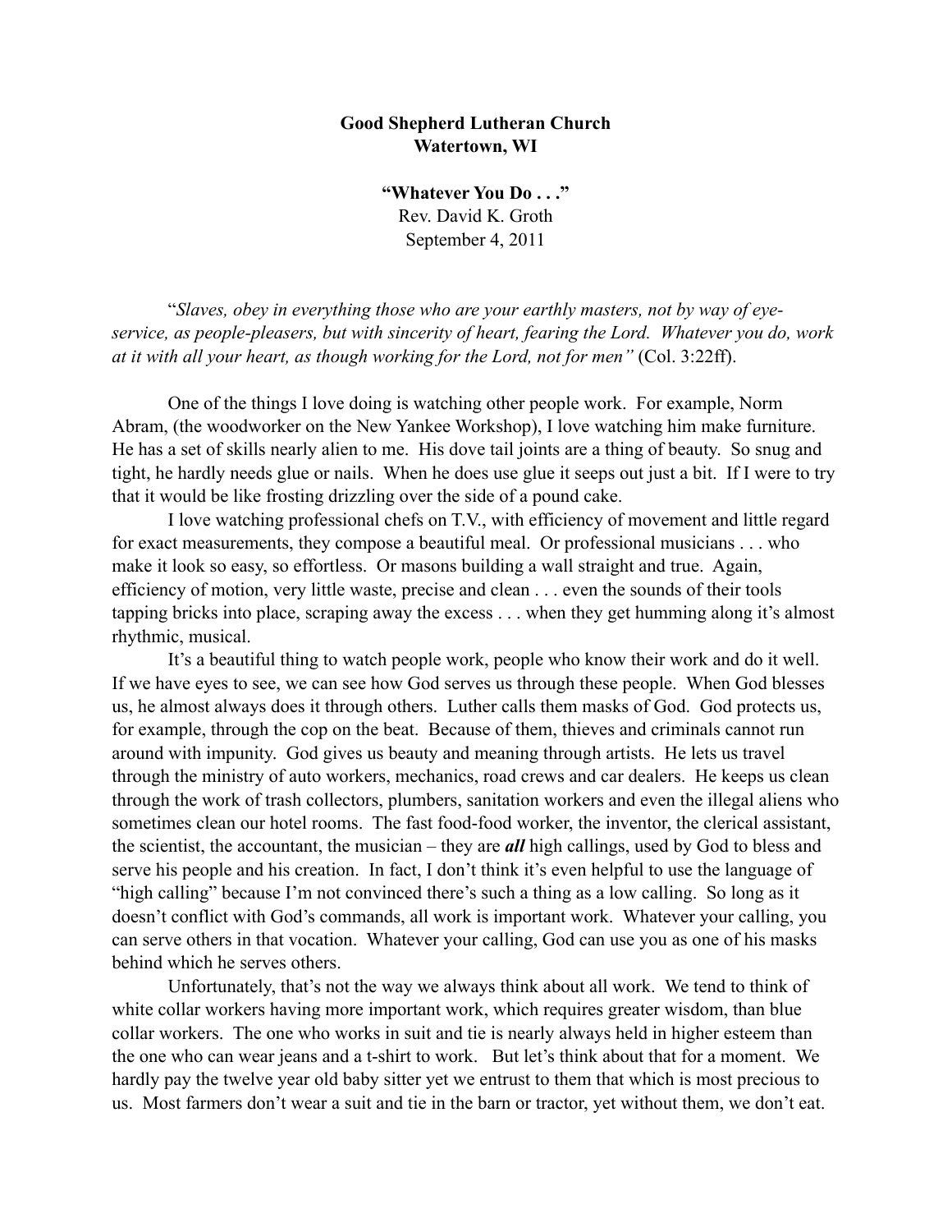**Good Shepherd Lutheran Church**
**Watertown, WI**

**"Whatever You Do . . ."**
Rev. David K. Groth
September 4, 2011

"*Slaves, obey in everything those who are your earthly masters, not by way of eye-service, as people-pleasers, but with sincerity of heart, fearing the Lord. Whatever you do, work at it with all your heart, as though working for the Lord, not for men"* (Col. 3:22ff).

One of the things I love doing is watching other people work. For example, Norm Abram, (the woodworker on the New Yankee Workshop), I love watching him make furniture. He has a set of skills nearly alien to me. His dove tail joints are a thing of beauty. So snug and tight, he hardly needs glue or nails. When he does use glue it seeps out just a bit. If I were to try that it would be like frosting drizzling over the side of a pound cake.

I love watching professional chefs on T.V., with efficiency of movement and little regard for exact measurements, they compose a beautiful meal. Or professional musicians . . . who make it look so easy, so effortless. Or masons building a wall straight and true. Again, efficiency of motion, very little waste, precise and clean . . . even the sounds of their tools tapping bricks into place, scraping away the excess . . . when they get humming along it's almost rhythmic, musical.

It's a beautiful thing to watch people work, people who know their work and do it well. If we have eyes to see, we can see how God serves us through these people. When God blesses us, he almost always does it through others. Luther calls them masks of God. God protects us, for example, through the cop on the beat. Because of them, thieves and criminals cannot run around with impunity. God gives us beauty and meaning through artists. He lets us travel through the ministry of auto workers, mechanics, road crews and car dealers. He keeps us clean through the work of trash collectors, plumbers, sanitation workers and even the illegal aliens who sometimes clean our hotel rooms. The fast food-food worker, the inventor, the clerical assistant, the scientist, the accountant, the musician – they are ***all*** high callings, used by God to bless and serve his people and his creation. In fact, I don't think it's even helpful to use the language of "high calling" because I'm not convinced there's such a thing as a low calling. So long as it doesn't conflict with God's commands, all work is important work. Whatever your calling, you can serve others in that vocation. Whatever your calling, God can use you as one of his masks behind which he serves others.

Unfortunately, that's not the way we always think about all work. We tend to think of white collar workers having more important work, which requires greater wisdom, than blue collar workers. The one who works in suit and tie is nearly always held in higher esteem than the one who can wear jeans and a t-shirt to work. But let's think about that for a moment. We hardly pay the twelve year old baby sitter yet we entrust to them that which is most precious to us. Most farmers don't wear a suit and tie in the barn or tractor, yet without them, we don't eat.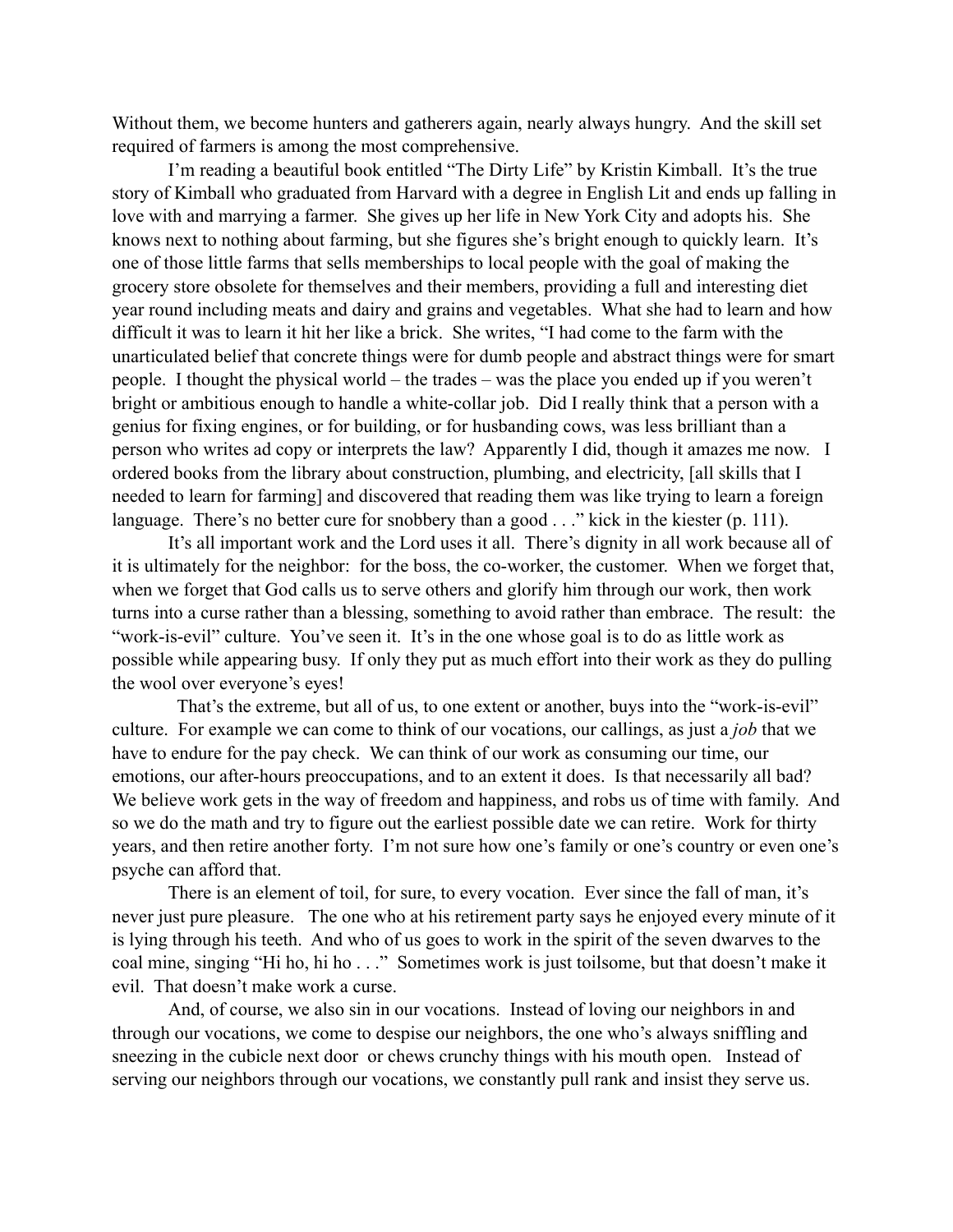Without them, we become hunters and gatherers again, nearly always hungry. And the skill set required of farmers is among the most comprehensive.

I'm reading a beautiful book entitled "The Dirty Life" by Kristin Kimball. It's the true story of Kimball who graduated from Harvard with a degree in English Lit and ends up falling in love with and marrying a farmer. She gives up her life in New York City and adopts his. She knows next to nothing about farming, but she figures she's bright enough to quickly learn. It's one of those little farms that sells memberships to local people with the goal of making the grocery store obsolete for themselves and their members, providing a full and interesting diet year round including meats and dairy and grains and vegetables. What she had to learn and how difficult it was to learn it hit her like a brick. She writes, "I had come to the farm with the unarticulated belief that concrete things were for dumb people and abstract things were for smart people. I thought the physical world – the trades – was the place you ended up if you weren't bright or ambitious enough to handle a white-collar job. Did I really think that a person with a genius for fixing engines, or for building, or for husbanding cows, was less brilliant than a person who writes ad copy or interprets the law? Apparently I did, though it amazes me now. I ordered books from the library about construction, plumbing, and electricity, [all skills that I needed to learn for farming] and discovered that reading them was like trying to learn a foreign language. There's no better cure for snobbery than a good . . ." kick in the kiester (p. 111).

It's all important work and the Lord uses it all. There's dignity in all work because all of it is ultimately for the neighbor: for the boss, the co-worker, the customer. When we forget that, when we forget that God calls us to serve others and glorify him through our work, then work turns into a curse rather than a blessing, something to avoid rather than embrace. The result: the "work-is-evil" culture. You've seen it. It's in the one whose goal is to do as little work as possible while appearing busy. If only they put as much effort into their work as they do pulling the wool over everyone's eyes!

That's the extreme, but all of us, to one extent or another, buys into the "work-is-evil" culture. For example we can come to think of our vocations, our callings, as just a *job* that we have to endure for the pay check. We can think of our work as consuming our time, our emotions, our after-hours preoccupations, and to an extent it does. Is that necessarily all bad? We believe work gets in the way of freedom and happiness, and robs us of time with family. And so we do the math and try to figure out the earliest possible date we can retire. Work for thirty years, and then retire another forty. I'm not sure how one's family or one's country or even one's psyche can afford that.

There is an element of toil, for sure, to every vocation. Ever since the fall of man, it's never just pure pleasure. The one who at his retirement party says he enjoyed every minute of it is lying through his teeth. And who of us goes to work in the spirit of the seven dwarves to the coal mine, singing "Hi ho, hi ho . . ." Sometimes work is just toilsome, but that doesn't make it evil. That doesn't make work a curse.

And, of course, we also sin in our vocations. Instead of loving our neighbors in and through our vocations, we come to despise our neighbors, the one who's always sniffling and sneezing in the cubicle next door or chews crunchy things with his mouth open. Instead of serving our neighbors through our vocations, we constantly pull rank and insist they serve us.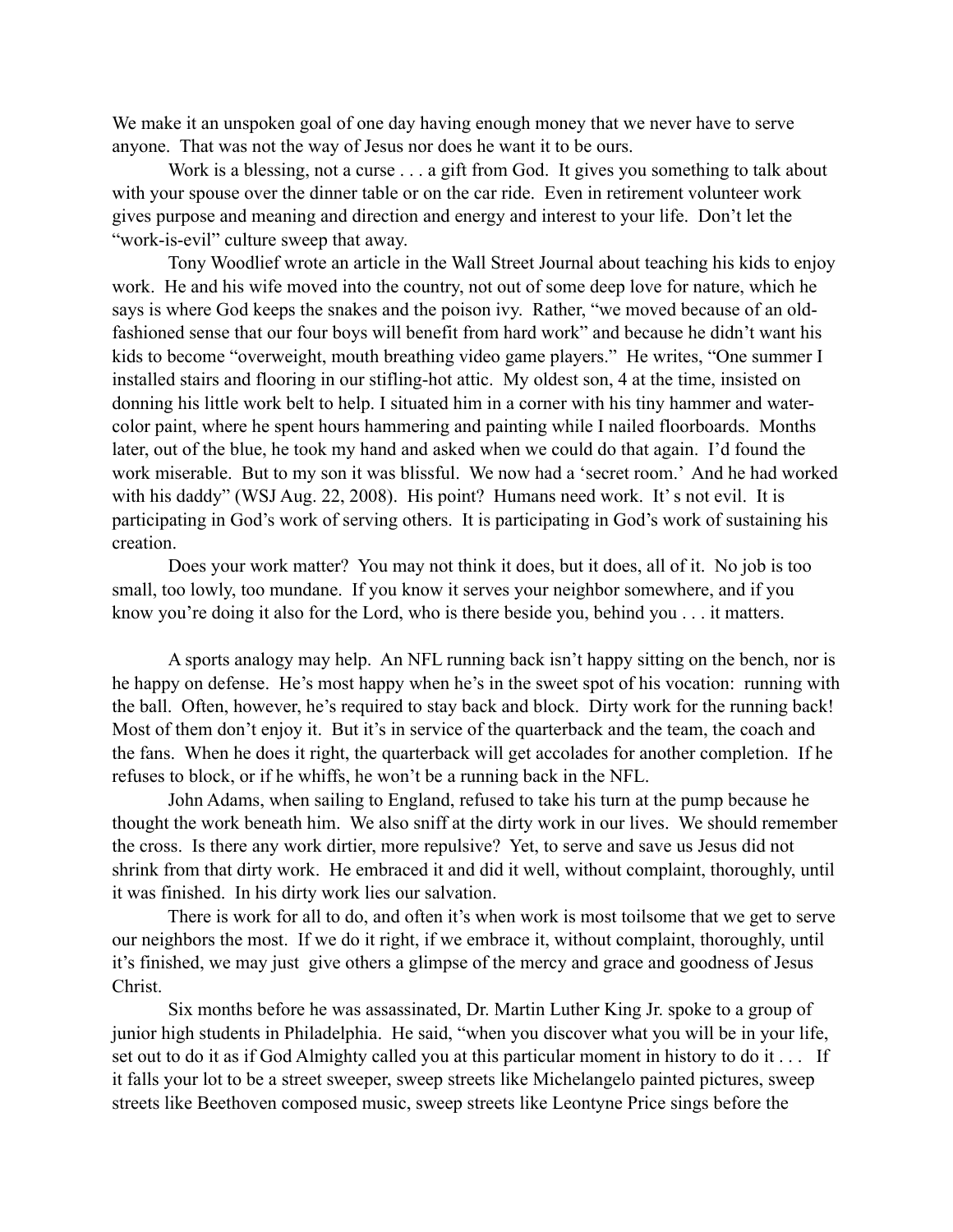We make it an unspoken goal of one day having enough money that we never have to serve anyone. That was not the way of Jesus nor does he want it to be ours.

Work is a blessing, not a curse . . . a gift from God. It gives you something to talk about with your spouse over the dinner table or on the car ride. Even in retirement volunteer work gives purpose and meaning and direction and energy and interest to your life. Don't let the "work-is-evil" culture sweep that away.

Tony Woodlief wrote an article in the Wall Street Journal about teaching his kids to enjoy work. He and his wife moved into the country, not out of some deep love for nature, which he says is where God keeps the snakes and the poison ivy. Rather, "we moved because of an old-fashioned sense that our four boys will benefit from hard work" and because he didn't want his kids to become "overweight, mouth breathing video game players." He writes, "One summer I installed stairs and flooring in our stifling-hot attic. My oldest son, 4 at the time, insisted on donning his little work belt to help. I situated him in a corner with his tiny hammer and water-color paint, where he spent hours hammering and painting while I nailed floorboards. Months later, out of the blue, he took my hand and asked when we could do that again. I'd found the work miserable. But to my son it was blissful. We now had a 'secret room.' And he had worked with his daddy" (WSJ Aug. 22, 2008). His point? Humans need work. It' s not evil. It is participating in God's work of serving others. It is participating in God's work of sustaining his creation.

Does your work matter? You may not think it does, but it does, all of it. No job is too small, too lowly, too mundane. If you know it serves your neighbor somewhere, and if you know you're doing it also for the Lord, who is there beside you, behind you . . . it matters.

A sports analogy may help. An NFL running back isn't happy sitting on the bench, nor is he happy on defense. He's most happy when he's in the sweet spot of his vocation: running with the ball. Often, however, he's required to stay back and block. Dirty work for the running back! Most of them don't enjoy it. But it's in service of the quarterback and the team, the coach and the fans. When he does it right, the quarterback will get accolades for another completion. If he refuses to block, or if he whiffs, he won't be a running back in the NFL.

John Adams, when sailing to England, refused to take his turn at the pump because he thought the work beneath him. We also sniff at the dirty work in our lives. We should remember the cross. Is there any work dirtier, more repulsive? Yet, to serve and save us Jesus did not shrink from that dirty work. He embraced it and did it well, without complaint, thoroughly, until it was finished. In his dirty work lies our salvation.

There is work for all to do, and often it's when work is most toilsome that we get to serve our neighbors the most. If we do it right, if we embrace it, without complaint, thoroughly, until it's finished, we may just give others a glimpse of the mercy and grace and goodness of Jesus Christ.

Six months before he was assassinated, Dr. Martin Luther King Jr. spoke to a group of junior high students in Philadelphia. He said, "when you discover what you will be in your life, set out to do it as if God Almighty called you at this particular moment in history to do it . . . If it falls your lot to be a street sweeper, sweep streets like Michelangelo painted pictures, sweep streets like Beethoven composed music, sweep streets like Leontyne Price sings before the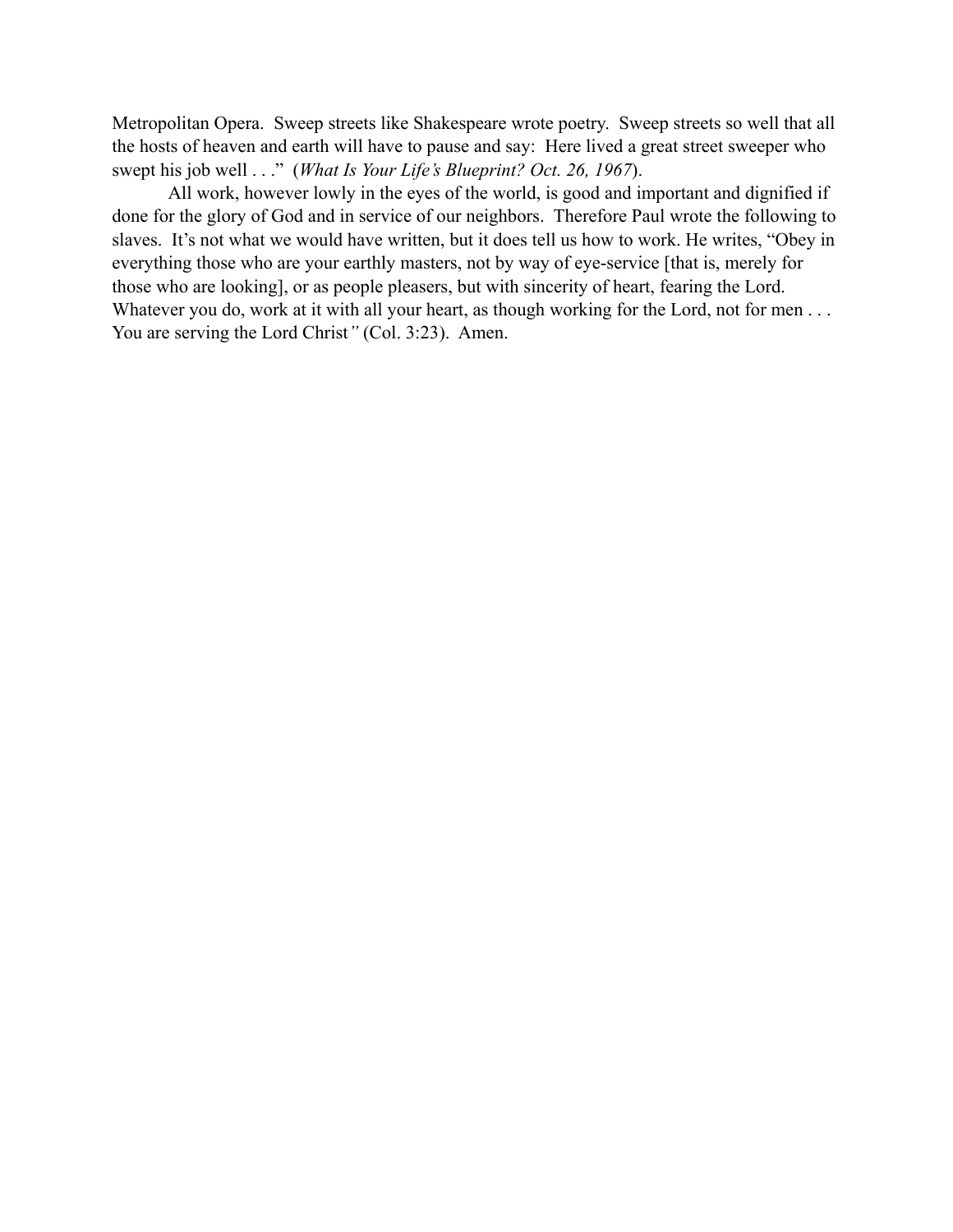Metropolitan Opera. Sweep streets like Shakespeare wrote poetry. Sweep streets so well that all the hosts of heaven and earth will have to pause and say: Here lived a great street sweeper who swept his job well . . ." (*What Is Your Life's Blueprint? Oct. 26, 1967*).

All work, however lowly in the eyes of the world, is good and important and dignified if done for the glory of God and in service of our neighbors. Therefore Paul wrote the following to slaves. It's not what we would have written, but it does tell us how to work. He writes, "Obey in everything those who are your earthly masters, not by way of eye-service [that is, merely for those who are looking], or as people pleasers, but with sincerity of heart, fearing the Lord. Whatever you do, work at it with all your heart, as though working for the Lord, not for men . . . You are serving the Lord Christ*"* (Col. 3:23). Amen.